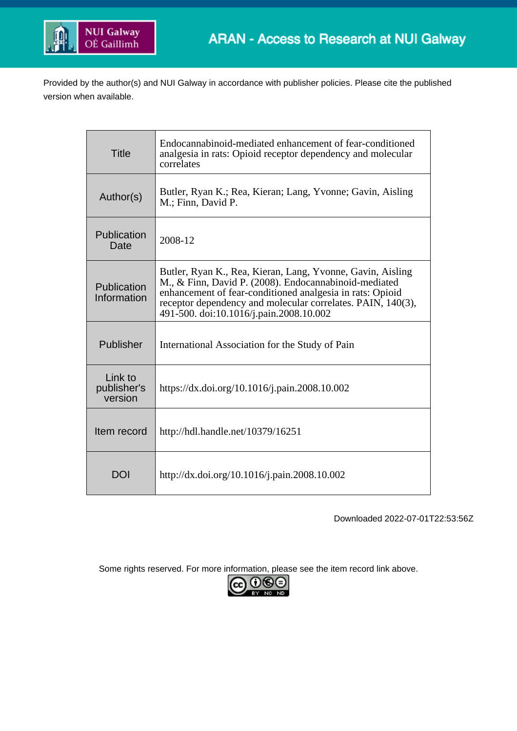Provided by the author(s) and NUI Galway in accordance with publisher policies. Please cite the published version when available.

| | |
|---|---|
| Title | Endocannabinoid-mediated enhancement of fear-conditioned analgesia in rats: Opioid receptor dependency and molecular correlates |
| Author(s) | Butler, Ryan K.; Rea, Kieran; Lang, Yvonne; Gavin, Aisling M.; Finn, David P. |
| Publication Date | 2008-12 |
| Publication Information | Butler, Ryan K., Rea, Kieran, Lang, Yvonne, Gavin, Aisling M., & Finn, David P. (2008). Endocannabinoid-mediated enhancement of fear-conditioned analgesia in rats: Opioid receptor dependency and molecular correlates. PAIN, 140(3), 491-500. doi:10.1016/j.pain.2008.10.002 |
| Publisher | International Association for the Study of Pain |
| Link to publisher's version | https://dx.doi.org/10.1016/j.pain.2008.10.002 |
| Item record | http://hdl.handle.net/10379/16251 |
| DOI | http://dx.doi.org/10.1016/j.pain.2008.10.002 |

Downloaded 2022-07-01T22:53:56Z

Some rights reserved. For more information, please see the item record link above.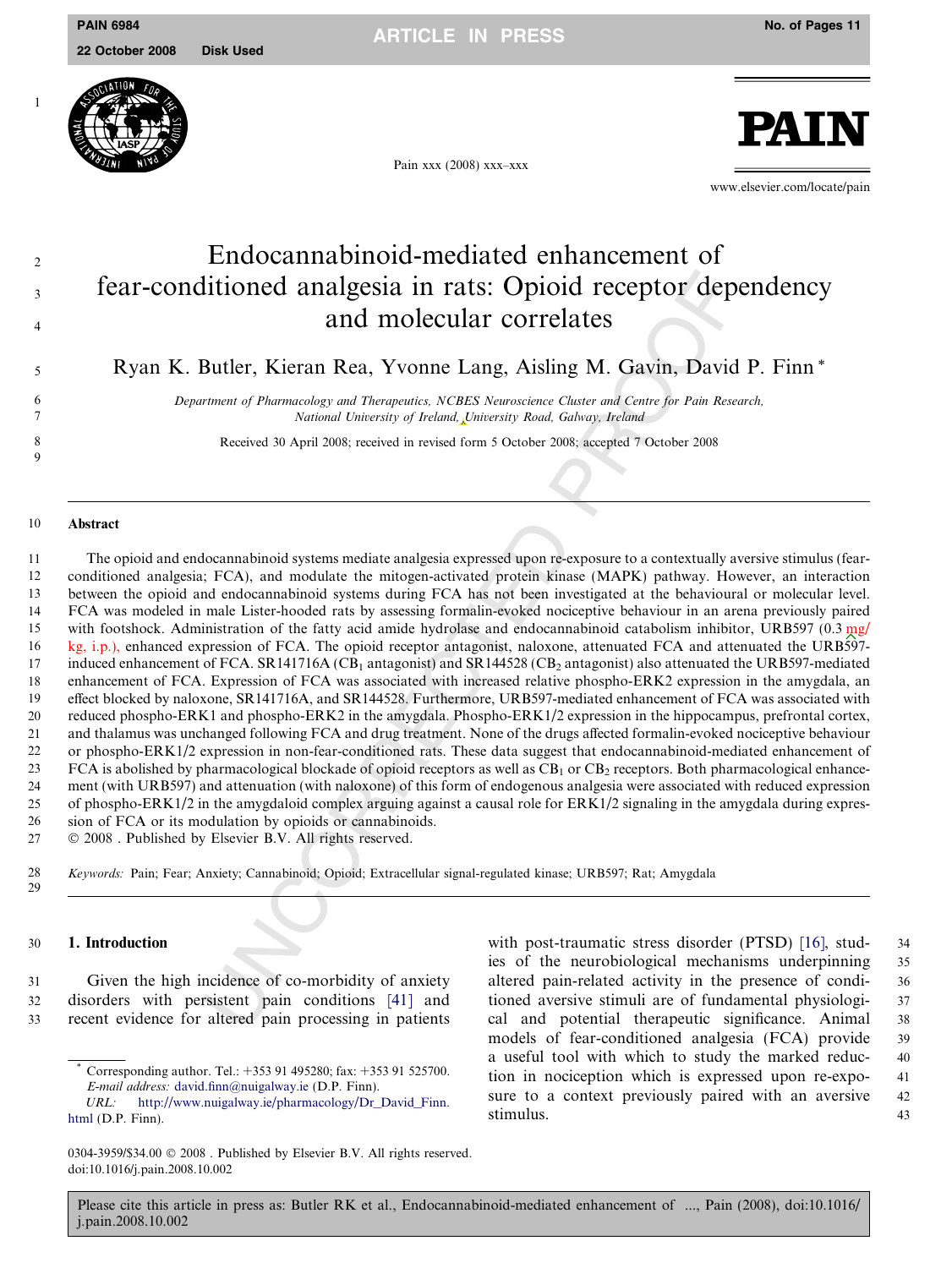# Endocannabinoid-mediated enhancement of fear-conditioned analgesia in rats: Opioid receptor dependency and molecular correlates

Ryan K. Butler, Kieran Rea, Yvonne Lang, Aisling M. Gavin, David P. Finn *

*Department of Pharmacology and Therapeutics, NCBES Neuroscience Cluster and Centre for Pain Research, National University of Ireland, University Road, Galway, Ireland*

Received 30 April 2008; received in revised form 5 October 2008; accepted 7 October 2008

## Abstract

The opioid and endocannabinoid systems mediate analgesia expressed upon re-exposure to a contextually aversive stimulus (fear-conditioned analgesia; FCA), and modulate the mitogen-activated protein kinase (MAPK) pathway. However, an interaction between the opioid and endocannabinoid systems during FCA has not been investigated at the behavioural or molecular level. FCA was modeled in male Lister-hooded rats by assessing formalin-evoked nociceptive behaviour in an arena previously paired with footshock. Administration of the fatty acid amide hydrolase and endocannabinoid catabolism inhibitor, URB597 (0.3 mg/kg, i.p.), enhanced expression of FCA. The opioid receptor antagonist, naloxone, attenuated FCA and attenuated the URB597-induced enhancement of FCA. SR141716A ($CB_1$ antagonist) and SR144528 ($CB_2$ antagonist) also attenuated the URB597-mediated enhancement of FCA. Expression of FCA was associated with increased relative phospho-ERK2 expression in the amygdala, an effect blocked by naloxone, SR141716A, and SR144528. Furthermore, URB597-mediated enhancement of FCA was associated with reduced phospho-ERK1 and phospho-ERK2 in the amygdala. Phospho-ERK1/2 expression in the hippocampus, prefrontal cortex, and thalamus was unchanged following FCA and drug treatment. None of the drugs affected formalin-evoked nociceptive behaviour or phospho-ERK1/2 expression in non-fear-conditioned rats. These data suggest that endocannabinoid-mediated enhancement of FCA is abolished by pharmacological blockade of opioid receptors as well as $CB_1$ or $CB_2$ receptors. Both pharmacological enhancement (with URB597) and attenuation (with naloxone) of this form of endogenous analgesia were associated with reduced expression of phospho-ERK1/2 in the amygdaloid complex arguing against a causal role for ERK1/2 signaling in the amygdala during expression of FCA or its modulation by opioids or cannabinoids.

© 2008 . Published by Elsevier B.V. All rights reserved.

*Keywords:* Pain; Fear; Anxiety; Cannabinoid; Opioid; Extracellular signal-regulated kinase; URB597; Rat; Amygdala

## 1. Introduction

Given the high incidence of co-morbidity of anxiety disorders with persistent pain conditions [41] and recent evidence for altered pain processing in patients with post-traumatic stress disorder (PTSD) [16], studies of the neurobiological mechanisms underpinning altered pain-related activity in the presence of conditioned aversive stimuli are of fundamental physiological and potential therapeutic significance. Animal models of fear-conditioned analgesia (FCA) provide a useful tool with which to study the marked reduction in nociception which is expressed upon re-exposure to a context previously paired with an aversive stimulus.

* Corresponding author. Tel.: +353 91 495280; fax: +353 91 525700. *E-mail address:* david.finn@nuigalway.ie (D.P. Finn). *URL:* http://www.nuigalway.ie/pharmacology/Dr_David_Finn.html (D.P. Finn).

0304-3959/$34.00 © 2008 . Published by Elsevier B.V. All rights reserved. doi:10.1016/j.pain.2008.10.002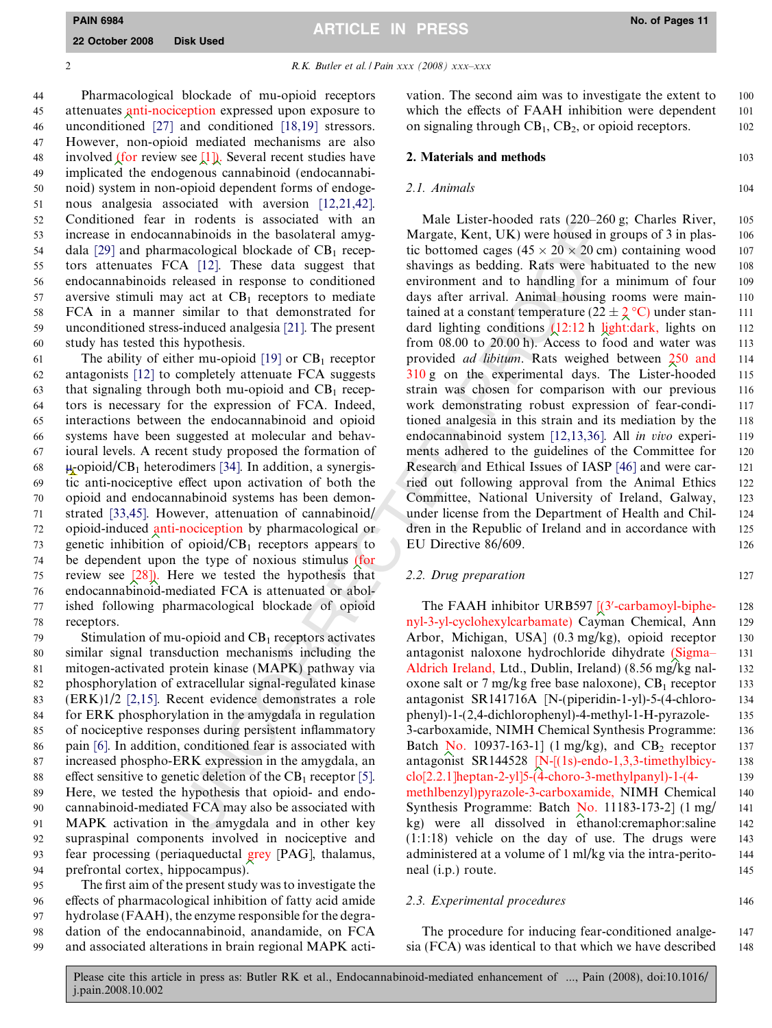Pharmacological blockade of mu-opioid receptors attenuates anti-nociception expressed upon exposure to unconditioned [27] and conditioned [18,19] stressors. However, non-opioid mediated mechanisms are also involved (for review see [1]). Several recent studies have implicated the endogenous cannabinoid (endocannabinoid) system in non-opioid dependent forms of endogenous analgesia associated with aversion [12,21,42]. Conditioned fear in rodents is associated with an increase in endocannabinoids in the basolateral amygdala [29] and pharmacological blockade of $CB_1$ receptors attenuates FCA [12]. These data suggest that endocannabinoids released in response to conditioned aversive stimuli may act at $CB_1$ receptors to mediate FCA in a manner similar to that demonstrated for unconditioned stress-induced analgesia [21]. The present study has tested this hypothesis.

The ability of either mu-opioid [19] or $CB_1$ receptor antagonists [12] to completely attenuate FCA suggests that signaling through both mu-opioid and $CB_1$ receptors is necessary for the expression of FCA. Indeed, interactions between the endocannabinoid and opioid systems have been suggested at molecular and behavioural levels. A recent study proposed the formation of μ-opioid/$CB_1$ heterodimers [34]. In addition, a synergistic anti-nociceptive effect upon activation of both the opioid and endocannabinoid systems has been demonstrated [33,45]. However, attenuation of cannabinoid/opioid-induced anti-nociception by pharmacological or genetic inhibition of opioid/$CB_1$ receptors appears to be dependent upon the type of noxious stimulus (for review see [28]). Here we tested the hypothesis that endocannabinoid-mediated FCA is attenuated or abolished following pharmacological blockade of opioid receptors.

Stimulation of mu-opioid and $CB_1$ receptors activates similar signal transduction mechanisms including the mitogen-activated protein kinase (MAPK) pathway via phosphorylation of extracellular signal-regulated kinase (ERK)1/2 [2,15]. Recent evidence demonstrates a role for ERK phosphorylation in the amygdala in regulation of nociceptive responses during persistent inflammatory pain [6]. In addition, conditioned fear is associated with increased phospho-ERK expression in the amygdala, an effect sensitive to genetic deletion of the $CB_1$ receptor [5]. Here, we tested the hypothesis that opioid- and endocannabinoid-mediated FCA may also be associated with MAPK activation in the amygdala and in other key supraspinal components involved in nociceptive and fear processing (periaqueductal grey [PAG], thalamus, prefrontal cortex, hippocampus).

The first aim of the present study was to investigate the effects of pharmacological inhibition of fatty acid amide hydrolase (FAAH), the enzyme responsible for the degradation of the endocannabinoid, anandamide, on FCA and associated alterations in brain regional MAPK activation. The second aim was to investigate the extent to which the effects of FAAH inhibition were dependent on signaling through $CB_1$, $CB_2$, or opioid receptors.

## 2. Materials and methods

### 2.1. Animals

Male Lister-hooded rats (220–260 g; Charles River, Margate, Kent, UK) were housed in groups of 3 in plastic bottomed cages (45 × 20 × 20 cm) containing wood shavings as bedding. Rats were habituated to the new environment and to handling for a minimum of four days after arrival. Animal housing rooms were maintained at a constant temperature (22 ± 2 °C) under standard lighting conditions (12:12 h light:dark, lights on from 08.00 to 20.00 h). Access to food and water was provided *ad libitum*. Rats weighed between 250 and 310 g on the experimental days. The Lister-hooded strain was chosen for comparison with our previous work demonstrating robust expression of fear-conditioned analgesia in this strain and its mediation by the endocannabinoid system [12,13,36]. All *in vivo* experiments adhered to the guidelines of the Committee for Research and Ethical Issues of IASP [46] and were carried out following approval from the Animal Ethics Committee, National University of Ireland, Galway, under license from the Department of Health and Children in the Republic of Ireland and in accordance with EU Directive 86/609.

### 2.2. Drug preparation

The FAAH inhibitor URB597 [(3′-carbamoyl-biphenyl-3-yl-cyclohexylcarbamate) Cayman Chemical, Ann Arbor, Michigan, USA] (0.3 mg/kg), opioid receptor antagonist naloxone hydrochloride dihydrate (Sigma–Aldrich Ireland, Ltd., Dublin, Ireland) (8.56 mg/kg naloxone salt or 7 mg/kg free base naloxone), $CB_1$ receptor antagonist SR141716A [N-(piperidin-1-yl)-5-(4-chlorophenyl)-1-(2,4-dichlorophenyl)-4-methyl-1-H-pyrazole-3-carboxamide, NIMH Chemical Synthesis Programme: Batch No. 10937-163-1] (1 mg/kg), and $CB_2$ receptor antagonist SR144528 [N-[(1s)-endo-1,3,3-timethylbicyclo[2.2.1]heptan-2-yl]5-(4-choro-3-methylpanyl)-1-(4-methlbenzyl)pyrazole-3-carboxamide, NIMH Chemical Synthesis Programme: Batch No. 11183-173-2] (1 mg/kg) were all dissolved in ethanol:cremaphor:saline (1:1:18) vehicle on the day of use. The drugs were administered at a volume of 1 ml/kg via the intra-peritoneal (i.p.) route.

### 2.3. Experimental procedures

The procedure for inducing fear-conditioned analgesia (FCA) was identical to that which we have described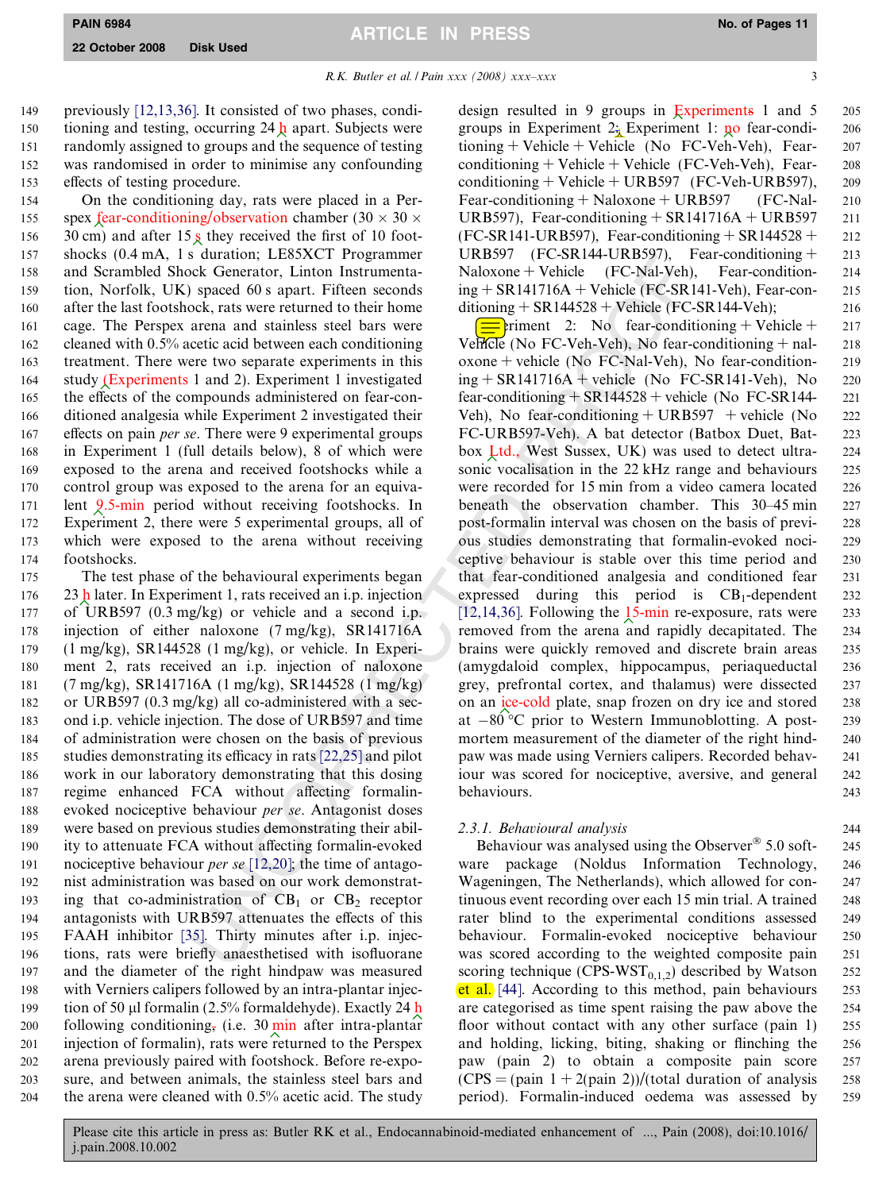previously [12,13,36]. It consisted of two phases, conditioning and testing, occurring 24 h apart. Subjects were randomly assigned to groups and the sequence of testing was randomised in order to minimise any confounding effects of testing procedure.

On the conditioning day, rats were placed in a Perspex fear-conditioning/observation chamber (30 × 30 × 30 cm) and after 15 s they received the first of 10 footshocks (0.4 mA, 1 s duration; LE85XCT Programmer and Scrambled Shock Generator, Linton Instrumentation, Norfolk, UK) spaced 60 s apart. Fifteen seconds after the last footshock, rats were returned to their home cage. The Perspex arena and stainless steel bars were cleaned with 0.5% acetic acid between each conditioning treatment. There were two separate experiments in this study (Experiments 1 and 2). Experiment 1 investigated the effects of the compounds administered on fear-conditioned analgesia while Experiment 2 investigated their effects on pain *per se*. There were 9 experimental groups in Experiment 1 (full details below), 8 of which were exposed to the arena and received footshocks while a control group was exposed to the arena for an equivalent 9.5-min period without receiving footshocks. In Experiment 2, there were 5 experimental groups, all of which were exposed to the arena without receiving footshocks.

The test phase of the behavioural experiments began 23 h later. In Experiment 1, rats received an i.p. injection of URB597 (0.3 mg/kg) or vehicle and a second i.p. injection of either naloxone (7 mg/kg), SR141716A (1 mg/kg), SR144528 (1 mg/kg), or vehicle. In Experiment 2, rats received an i.p. injection of naloxone (7 mg/kg), SR141716A (1 mg/kg), SR144528 (1 mg/kg) or URB597 (0.3 mg/kg) all co-administered with a second i.p. vehicle injection. The dose of URB597 and time of administration were chosen on the basis of previous studies demonstrating its efficacy in rats [22,25] and pilot work in our laboratory demonstrating that this dosing regime enhanced FCA without affecting formalin-evoked nociceptive behaviour *per se*. Antagonist doses were based on previous studies demonstrating their ability to attenuate FCA without affecting formalin-evoked nociceptive behaviour *per se* [12,20]; the time of antagonist administration was based on our work demonstrating that co-administration of $CB_1$ or $CB_2$ receptor antagonists with URB597 attenuates the effects of this FAAH inhibitor [35]. Thirty minutes after i.p. injections, rats were briefly anaesthetised with isofluorane and the diameter of the right hindpaw was measured with Verniers calipers followed by an intra-plantar injection of 50 μl formalin (2.5% formaldehyde). Exactly 24 h following conditioning, (i.e. 30 min after intra-plantar injection of formalin), rats were returned to the Perspex arena previously paired with footshock. Before re-exposure, and between animals, the stainless steel bars and the arena were cleaned with 0.5% acetic acid. The study design resulted in 9 groups in Experiments 1 and 5 groups in Experiment 2; Experiment 1: no fear-conditioning + Vehicle + Vehicle (No FC-Veh-Veh), Fear-conditioning + Vehicle + Vehicle (FC-Veh-Veh), Fear-conditioning + Vehicle + URB597 (FC-Veh-URB597), Fear-conditioning + Naloxone + URB597 (FC-Nal-URB597), Fear-conditioning + SR141716A + URB597 (FC-SR141-URB597), Fear-conditioning + SR144528 + URB597 (FC-SR144-URB597), Fear-conditioning + Naloxone + Vehicle (FC-Nal-Veh), Fear-conditioning + SR141716A + Vehicle (FC-SR141-Veh), Fear-conditioning + SR144528 + Vehicle (FC-SR144-Veh);

Experiment 2: No fear-conditioning + Vehicle + Vehicle (No FC-Veh-Veh), No fear-conditioning + naloxone + vehicle (No FC-Nal-Veh), No fear-conditioning + SR141716A + vehicle (No FC-SR141-Veh), No fear-conditioning + SR144528 + vehicle (No FC-SR144-Veh), No fear-conditioning + URB597 + vehicle (No FC-URB597-Veh). A bat detector (Batbox Duet, Batbox Ltd., West Sussex, UK) was used to detect ultrasonic vocalisation in the 22 kHz range and behaviours were recorded for 15 min from a video camera located beneath the observation chamber. This 30–45 min post-formalin interval was chosen on the basis of previous studies demonstrating that formalin-evoked nociceptive behaviour is stable over this time period and that fear-conditioned analgesia and conditioned fear expressed during this period is $CB_1$-dependent [12,14,36]. Following the 15-min re-exposure, rats were removed from the arena and rapidly decapitated. The brains were quickly removed and discrete brain areas (amygdaloid complex, hippocampus, periaqueductal grey, prefrontal cortex, and thalamus) were dissected on an ice-cold plate, snap frozen on dry ice and stored at −80 °C prior to Western Immunoblotting. A post-mortem measurement of the diameter of the right hindpaw was made using Verniers calipers. Recorded behaviour was scored for nociceptive, aversive, and general behaviours.

#### 2.3.1. Behavioural analysis

Behaviour was analysed using the Observer® 5.0 software package (Noldus Information Technology, Wageningen, The Netherlands), which allowed for continuous event recording over each 15 min trial. A trained rater blind to the experimental conditions assessed behaviour. Formalin-evoked nociceptive behaviour was scored according to the weighted composite pain scoring technique ($CPS\text{-}WST_{0,1,2}$) described by Watson et al. [44]. According to this method, pain behaviours are categorised as time spent raising the paw above the floor without contact with any other surface (pain 1) and holding, licking, biting, shaking or flinching the paw (pain 2) to obtain a composite pain score ($CPS = (\text{pain } 1 + 2(\text{pain } 2))/(\text{total duration of analysis period})$). Formalin-induced oedema was assessed by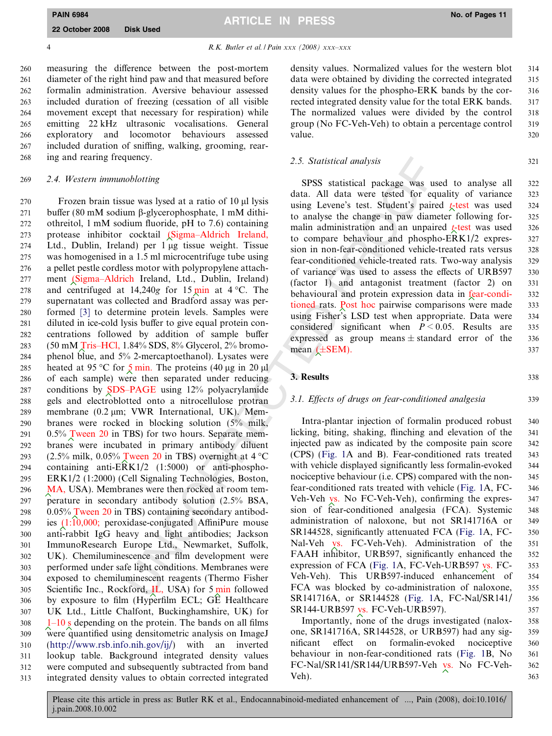measuring the difference between the post-mortem diameter of the right hind paw and that measured before formalin administration. Aversive behaviour assessed included duration of freezing (cessation of all visible movement except that necessary for respiration) while emitting 22 kHz ultrasonic vocalisations. General exploratory and locomotor behaviours assessed included duration of sniffing, walking, grooming, rearing and rearing frequency.

### 2.4. Western immunoblotting

Frozen brain tissue was lysed at a ratio of 10 µl lysis buffer (80 mM sodium β-glycerophosphate, 1 mM dithiothreitol, 1 mM sodium fluoride, pH to 7.6) containing protease inhibitor cocktail (Sigma–Aldrich Ireland, Ltd., Dublin, Ireland) per 1 µg tissue weight. Tissue was homogenised in a 1.5 ml microcentrifuge tube using a pellet pestle cordless motor with polypropylene attachment (Sigma–Aldrich Ireland, Ltd., Dublin, Ireland) and centrifuged at 14,240g for 15 min at 4 °C. The supernatant was collected and Bradford assay was performed [3] to determine protein levels. Samples were diluted in ice-cold lysis buffer to give equal protein concentrations followed by addition of sample buffer (50 mM Tris–HCl, 1.84% SDS, 8% Glycerol, 2% bromophenol blue, and 5% 2-mercaptoethanol). Lysates were heated at 95 °C for 5 min. The proteins (40 µg in 20 µl of each sample) were then separated under reducing conditions by SDS–PAGE using 12% polyacrylamide gels and electroblotted onto a nitrocellulose protran membrane (0.2 µm; VWR International, UK). Membranes were rocked in blocking solution (5% milk, 0.5% Tween 20 in TBS) for two hours. Separate membranes were incubated in primary antibody diluent (2.5% milk, 0.05% Tween 20 in TBS) overnight at 4 °C containing anti-ERK1/2 (1:5000) or anti-phospho-ERK1/2 (1:2000) (Cell Signaling Technologies, Boston, MA, USA). Membranes were then rocked at room temperature in secondary antibody solution (2.5% BSA, 0.05% Tween 20 in TBS) containing secondary antibodies (1:10,000; peroxidase-conjugated AffiniPure mouse anti-rabbit IgG heavy and light antibodies; Jackson ImmunoResearch Europe Ltd., Newmarket, Suffolk, UK). Chemiluminescence and film development were performed under safe light conditions. Membranes were exposed to chemiluminescent reagents (Thermo Fisher Scientific Inc., Rockford, IL, USA) for 5 min followed by exposure to film (Hyperfilm ECL; GE Healthcare UK Ltd., Little Chalfont, Buckinghamshire, UK) for 1–10 s depending on the protein. The bands on all films were quantified using densitometric analysis on ImageJ (http://www.rsb.info.nih.gov/ij/) with an inverted lookup table. Background integrated density values were computed and subsequently subtracted from band integrated density values to obtain corrected integrated density values. Normalized values for the western blot data were obtained by dividing the corrected integrated density values for the phospho-ERK bands by the corrected integrated density value for the total ERK bands. The normalized values were divided by the control group (No FC-Veh-Veh) to obtain a percentage control value.

### 2.5. Statistical analysis

SPSS statistical package was used to analyse all data. All data were tested for equality of variance using Levene's test. Student's paired *t*-test was used to analyse the change in paw diameter following formalin administration and an unpaired *t*-test was used to compare behaviour and phospho-ERK1/2 expression in non-fear-conditioned vehicle-treated rats versus fear-conditioned vehicle-treated rats. Two-way analysis of variance was used to assess the effects of URB597 (factor 1) and antagonist treatment (factor 2) on behavioural and protein expression data in fear-conditioned rats. Post hoc pairwise comparisons were made using Fisher's LSD test when appropriate. Data were considered significant when $P < 0.05$. Results are expressed as group means ± standard error of the mean (±SEM).

## 3. Results

### 3.1. Effects of drugs on fear-conditioned analgesia

Intra-plantar injection of formalin produced robust licking, biting, shaking, flinching and elevation of the injected paw as indicated by the composite pain score (CPS) (Fig. 1A and B). Fear-conditioned rats treated with vehicle displayed significantly less formalin-evoked nociceptive behaviour (i.e. CPS) compared with the non-fear-conditioned rats treated with vehicle (Fig. 1A, FC-Veh-Veh vs. No FC-Veh-Veh), confirming the expression of fear-conditioned analgesia (FCA). Systemic administration of naloxone, but not SR141716A or SR144528, significantly attenuated FCA (Fig. 1A, FC-Nal-Veh vs. FC-Veh-Veh). Administration of the FAAH inhibitor, URB597, significantly enhanced the expression of FCA (Fig. 1A, FC-Veh-URB597 vs. FC-Veh-Veh). This URB597-induced enhancement of FCA was blocked by co-administration of naloxone, SR141716A, or SR144528 (Fig. 1A, FC-Nal/SR141/SR144-URB597 vs. FC-Veh-URB597).

Importantly, none of the drugs investigated (naloxone, SR141716A, SR144528, or URB597) had any significant effect on formalin-evoked nociceptive behaviour in non-fear-conditioned rats (Fig. 1B, No FC-Nal/SR141/SR144/URB597-Veh vs. No FC-Veh-Veh).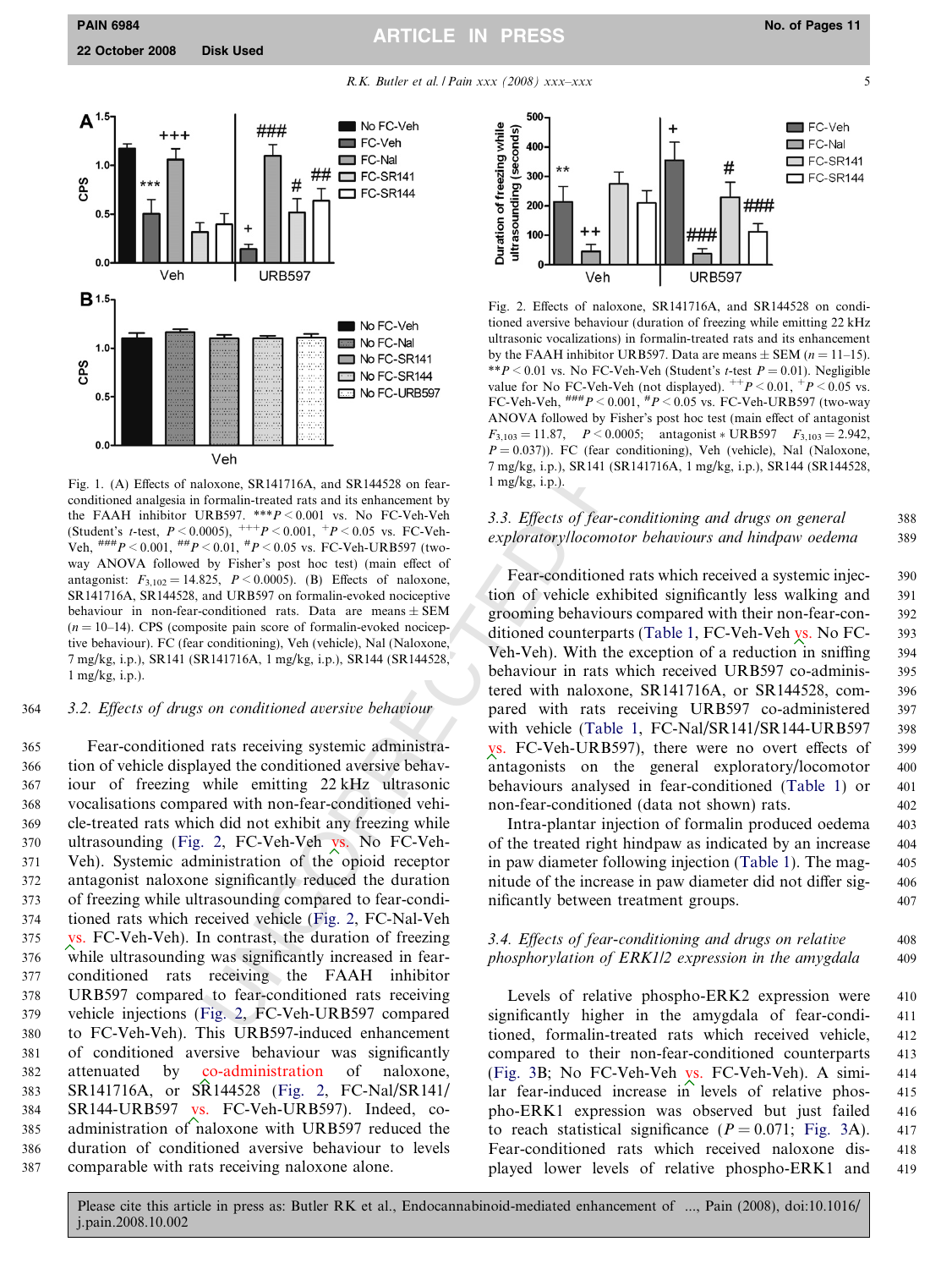Fig. 1. (A) Effects of naloxone, SR141716A, and SR144528 on fear-conditioned analgesia in formalin-treated rats and its enhancement by the FAAH inhibitor URB597. $^{***}P < 0.001$ vs. No FC-Veh-Veh (Student's $t$-test, $P < 0.0005$), $^{+++}P < 0.001$, $^{+}P < 0.05$ vs. FC-Veh-Veh, $^{\#\#\#}P < 0.001$, $^{\#\#}P < 0.01$, $^{\#}P < 0.05$ vs. FC-Veh-URB597 (two-way ANOVA followed by Fisher's post hoc test) (main effect of antagonist: $F_{3,102} = 14.825$, $P < 0.0005$). (B) Effects of naloxone, SR141716A, SR144528, and URB597 on formalin-evoked nociceptive behaviour in non-fear-conditioned rats. Data are means ± SEM ($n$ = 10–14). CPS (composite pain score of formalin-evoked nociceptive behaviour). FC (fear conditioning), Veh (vehicle), Nal (Naloxone, 7 mg/kg, i.p.), SR141 (SR141716A, 1 mg/kg, i.p.), SR144 (SR144528, 1 mg/kg, i.p.).

Fig. 2. Effects of naloxone, SR141716A, and SR144528 on conditioned aversive behaviour (duration of freezing while emitting 22 kHz ultrasonic vocalizations) in formalin-treated rats and its enhancement by the FAAH inhibitor URB597. Data are means ± SEM ($n$ = 11–15). $^{**}P < 0.01$ vs. No FC-Veh-Veh (Student's $t$-test $P = 0.01$). Negligible value for No FC-Veh-Veh (not displayed). $^{++}P < 0.01$, $^{+}P < 0.05$ vs. FC-Veh-Veh, $^{\#\#\#}P < 0.001$, $^{\#}P < 0.05$ vs. FC-Veh-URB597 (two-way ANOVA followed by Fisher's post hoc test (main effect of antagonist $F_{3,103} = 11.87$, $P < 0.0005$; antagonist * URB597 $F_{3,103} = 2.942$, $P = 0.037$)). FC (fear conditioning), Veh (vehicle), Nal (Naloxone, 7 mg/kg, i.p.), SR141 (SR141716A, 1 mg/kg, i.p.), SR144 (SR144528, 1 mg/kg, i.p.).

### 3.2. Effects of drugs on conditioned aversive behaviour

Fear-conditioned rats receiving systemic administration of vehicle displayed the conditioned aversive behaviour of freezing while emitting 22 kHz ultrasonic vocalizations compared with non-fear-conditioned vehicle-treated rats which did not exhibit any freezing while ultrasounding (Fig. 2, FC-Veh-Veh vs. No FC-Veh-Veh). Systemic administration of the opioid receptor antagonist naloxone significantly reduced the duration of freezing while ultrasounding compared to fear-conditioned rats which received vehicle (Fig. 2, FC-Nal-Veh vs. FC-Veh-Veh). In contrast, the duration of freezing while ultrasounding was significantly increased in fear-conditioned rats receiving the FAAH inhibitor URB597 compared to fear-conditioned rats receiving vehicle injections (Fig. 2, FC-Veh-URB597 compared to FC-Veh-Veh). This URB597-induced enhancement of conditioned aversive behaviour was significantly attenuated by co-administration of naloxone, SR141716A, or SR144528 (Fig. 2, FC-Nal/SR141/SR144-URB597 vs. FC-Veh-URB597). Indeed, co-administration of naloxone with URB597 reduced the duration of conditioned aversive behaviour to levels comparable with rats receiving naloxone alone.

### 3.3. Effects of fear-conditioning and drugs on general exploratory/locomotor behaviours and hindpaw oedema

Fear-conditioned rats which received a systemic injection of vehicle exhibited significantly less walking and grooming behaviours compared with their non-fear-conditioned counterparts (Table 1, FC-Veh-Veh vs. No FC-Veh-Veh). With the exception of a reduction in sniffing behaviour in rats which received URB597 co-administered with naloxone, SR141716A, or SR144528, compared with rats receiving URB597 co-administered with vehicle (Table 1, FC-Nal/SR141/SR144-URB597 vs. FC-Veh-URB597), there were no overt effects of antagonists on the general exploratory/locomotor behaviours analysed in fear-conditioned (Table 1) or non-fear-conditioned (data not shown) rats.

Intra-plantar injection of formalin produced oedema of the treated right hindpaw as indicated by an increase in paw diameter following injection (Table 1). The magnitude of the increase in paw diameter did not differ significantly between treatment groups.

### 3.4. Effects of fear-conditioning and drugs on relative phosphorylation of ERK1/2 expression in the amygdala

Levels of relative phospho-ERK2 expression were significantly higher in the amygdala of fear-conditioned, formalin-treated rats which received vehicle, compared to their non-fear-conditioned counterparts (Fig. 3B; No FC-Veh-Veh vs. FC-Veh-Veh). A similar fear-induced increase in levels of relative phospho-ERK1 expression was observed but just failed to reach statistical significance ($P = 0.071$; Fig. 3A). Fear-conditioned rats which received naloxone displayed lower levels of relative phospho-ERK1 and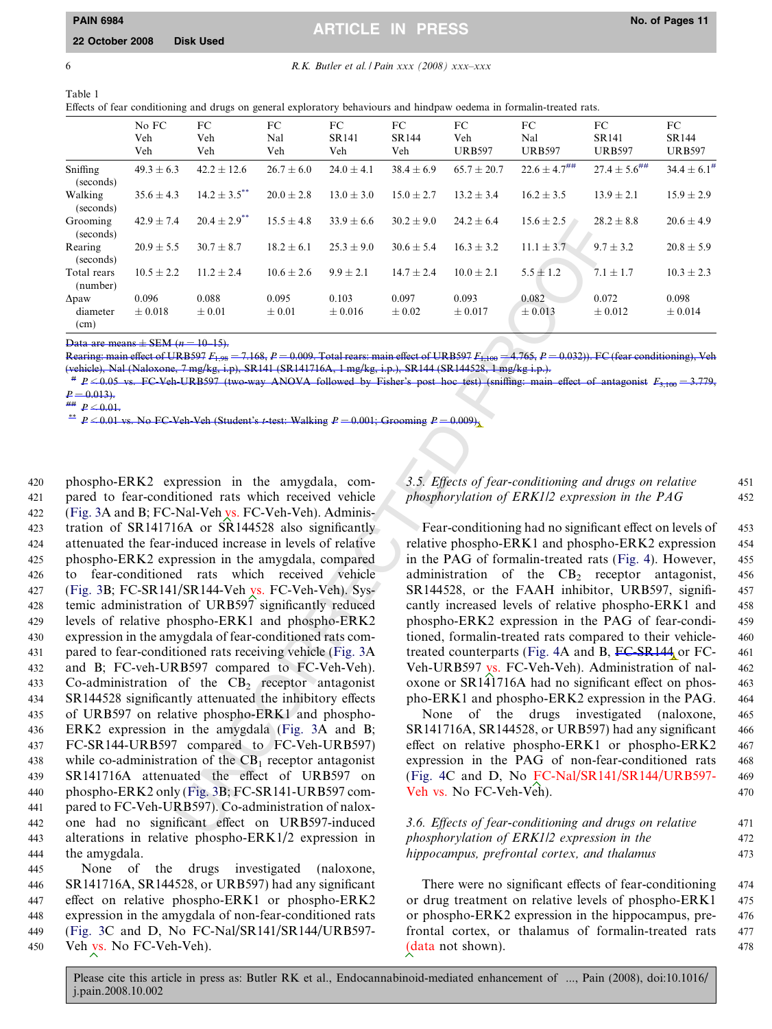Table 1
Effects of fear conditioning and drugs on general exploratory behaviours and hindpaw oedema in formalin-treated rats.

| | No FC Veh Veh | FC Veh Veh | FC Nal Veh | FC SR141 Veh | FC SR144 Veh | FC Veh URB597 | FC Nal URB597 | FC SR141 URB597 | FC SR144 URB597 |
|---|---|---|---|---|---|---|---|---|---|
| Sniffing (seconds) | 49.3 ± 6.3 | 42.2 ± 12.6 | 26.7 ± 6.0 | 24.0 ± 4.1 | 38.4 ± 6.9 | 65.7 ± 20.7 | 22.6 ± 4.7## | 27.4 ± 5.6## | 34.4 ± 6.1# |
| Walking (seconds) | 35.6 ± 4.3 | 14.2 ± 3.5** | 20.0 ± 2.8 | 13.0 ± 3.0 | 15.0 ± 2.7 | 13.2 ± 3.4 | 16.2 ± 3.5 | 13.9 ± 2.1 | 15.9 ± 2.9 |
| Grooming (seconds) | 42.9 ± 7.4 | 20.4 ± 2.9** | 15.5 ± 4.8 | 33.9 ± 6.6 | 30.2 ± 9.0 | 24.2 ± 6.4 | 15.6 ± 2.5 | 28.2 ± 8.8 | 20.6 ± 4.9 |
| Rearing (seconds) | 20.9 ± 5.5 | 30.7 ± 8.7 | 18.2 ± 6.1 | 25.3 ± 9.0 | 30.6 ± 5.4 | 16.3 ± 3.2 | 11.1 ± 3.7 | 9.7 ± 3.2 | 20.8 ± 5.9 |
| Total rears (number) | 10.5 ± 2.2 | 11.2 ± 2.4 | 10.6 ± 2.6 | 9.9 ± 2.1 | 14.7 ± 2.4 | 10.0 ± 2.1 | 5.5 ± 1.2 | 7.1 ± 1.7 | 10.3 ± 2.3 |
| Δpaw diameter (cm) | 0.096 ± 0.018 | 0.088 ± 0.01 | 0.095 ± 0.01 | 0.103 ± 0.016 | 0.097 ± 0.02 | 0.093 ± 0.017 | 0.082 ± 0.013 | 0.072 ± 0.012 | 0.098 ± 0.014 |

Data are means ± SEM ($n$ = 10–15).

Rearing: main effect of URB597 $F_{1,98} = 7.168$, $P = 0.009$. Total rears: main effect of URB597 $F_{1,100} = 4.765$, $P = 0.032$)). FC (fear conditioning), Veh (vehicle), Nal (Naloxone, 7 mg/kg, i.p), SR141 (SR141716A, 1 mg/kg, i.p.), SR144 (SR144528, 1 mg/kg i.p.).

# $P < 0.05$ vs. FC-Veh-URB597 (two-way ANOVA followed by Fisher's post hoc test) (sniffing: main effect of antagonist $F_{3,100} = 3.779$, $P = 0.013$).

## $P < 0.01$.

** $P < 0.01$ vs. No FC-Veh-Veh (Student's $t$-test: Walking $P = 0.001$; Grooming $P = 0.009$).

phospho-ERK2 expression in the amygdala, compared to fear-conditioned rats which received vehicle (Fig. 3A and B; FC-Nal-Veh vs. FC-Veh-Veh). Administration of SR141716A or SR144528 also significantly attenuated the fear-induced increase in levels of relative phospho-ERK2 expression in the amygdala, compared to fear-conditioned rats which received vehicle (Fig. 3B; FC-SR141/SR144-Veh vs. FC-Veh-Veh). Systemic administration of URB597 significantly reduced levels of relative phospho-ERK1 and phospho-ERK2 expression in the amygdala of fear-conditioned rats compared to fear-conditioned rats receiving vehicle (Fig. 3A and B; FC-veh-URB597 compared to FC-Veh-Veh). Co-administration of the $CB_2$ receptor antagonist SR144528 significantly attenuated the inhibitory effects of URB597 on relative phospho-ERK1 and phospho-ERK2 expression in the amygdala (Fig. 3A and B; FC-SR144-URB597 compared to FC-Veh-URB597) while co-administration of the $CB_1$ receptor antagonist SR141716A attenuated the effect of URB597 on phospho-ERK2 only (Fig. 3B; FC-SR141-URB597 compared to FC-Veh-URB597). Co-administration of naloxone had no significant effect on URB597-induced alterations in relative phospho-ERK1/2 expression in the amygdala.

None of the drugs investigated (naloxone, SR141716A, SR144528, or URB597) had any significant effect on relative phospho-ERK1 or phospho-ERK2 expression in the amygdala of non-fear-conditioned rats (Fig. 3C and D, No FC-Nal/SR141/SR144/URB597-Veh vs. No FC-Veh-Veh).

### 3.5. Effects of fear-conditioning and drugs on relative phosphorylation of ERK1/2 expression in the PAG

Fear-conditioning had no significant effect on levels of relative phospho-ERK1 and phospho-ERK2 expression in the PAG of formalin-treated rats (Fig. 4). However, administration of the $CB_2$ receptor antagonist, SR144528, or the FAAH inhibitor, URB597, significantly increased levels of relative phospho-ERK1 and phospho-ERK2 expression in the PAG of fear-conditioned, formalin-treated rats compared to their vehicle-treated counterparts (Fig. 4A and B, FC-SR144 or FC-Veh-URB597 vs. FC-Veh-Veh). Administration of naloxone or SR141716A had no significant effect on phospho-ERK1 and phospho-ERK2 expression in the PAG.

None of the drugs investigated (naloxone, SR141716A, SR144528, or URB597) had any significant effect on relative phospho-ERK1 or phospho-ERK2 expression in the PAG of non-fear-conditioned rats (Fig. 4C and D, No FC-Nal/SR141/SR144/URB597-Veh vs. No FC-Veh-Veh).

### 3.6. Effects of fear-conditioning and drugs on relative phosphorylation of ERK1/2 expression in the hippocampus, prefrontal cortex, and thalamus

There were no significant effects of fear-conditioning or drug treatment on relative levels of phospho-ERK1 or phospho-ERK2 expression in the hippocampus, prefrontal cortex, or thalamus of formalin-treated rats (data not shown).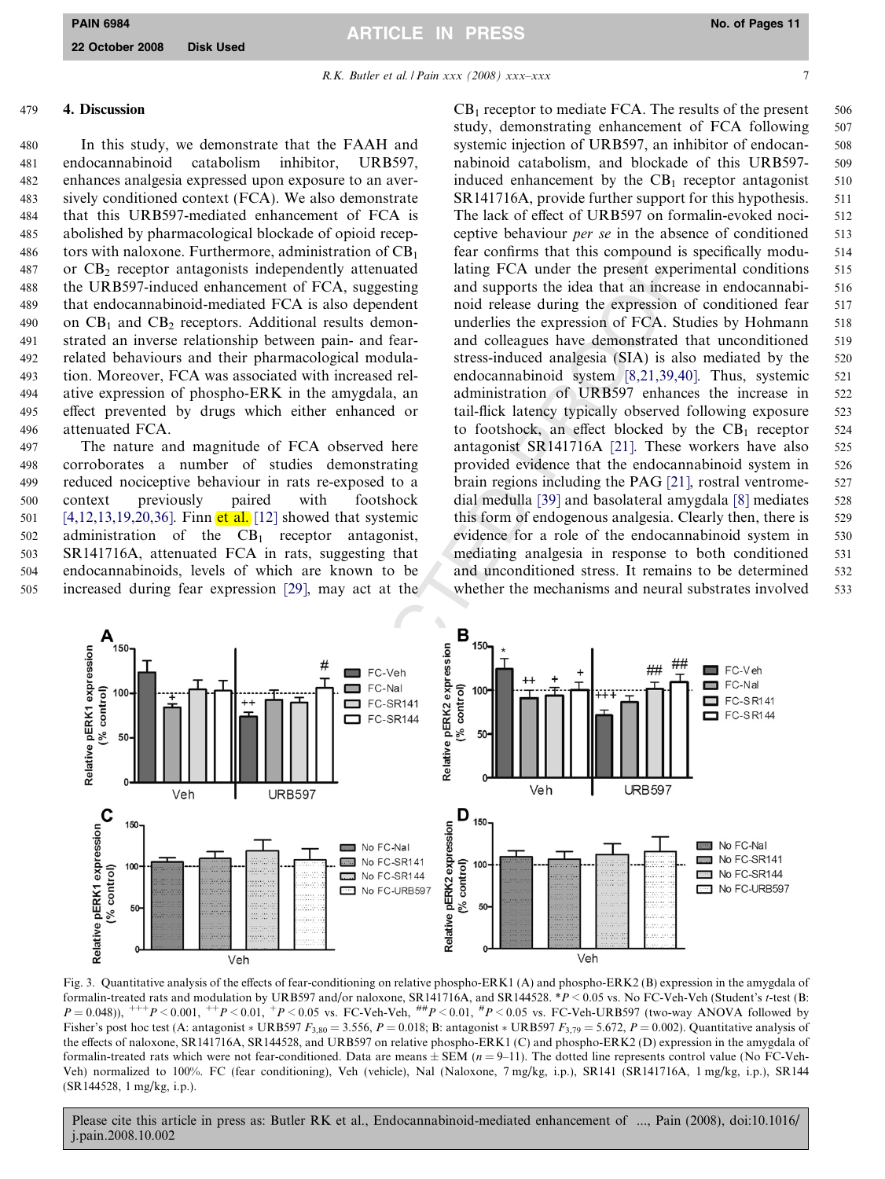## 4. Discussion

In this study, we demonstrate that the FAAH and endocannabinoid catabolism inhibitor, URB597, enhances analgesia expressed upon exposure to an aversively conditioned context (FCA). We also demonstrate that this URB597-mediated enhancement of FCA is abolished by pharmacological blockade of opioid receptors with naloxone. Furthermore, administration of $CB_1$ or $CB_2$ receptor antagonists independently attenuated the URB597-induced enhancement of FCA, suggesting that endocannabinoid-mediated FCA is also dependent on $CB_1$ and $CB_2$ receptors. Additional results demonstrated an inverse relationship between pain- and fear-related behaviours and their pharmacological modulation. Moreover, FCA was associated with increased relative expression of phospho-ERK in the amygdala, an effect prevented by drugs which either enhanced or attenuated FCA.

The nature and magnitude of FCA observed here corroborates a number of studies demonstrating reduced nociceptive behaviour in rats re-exposed to a context previously paired with footshock [4,12,13,19,20,36]. Finn et al. [12] showed that systemic administration of the $CB_1$ receptor antagonist, SR141716A, attenuated FCA in rats, suggesting that endocannabinoids, levels of which are known to be increased during fear expression [29], may act at the $CB_1$ receptor to mediate FCA. The results of the present study, demonstrating enhancement of FCA following systemic injection of URB597, an inhibitor of endocannabinoid catabolism, and blockade of this URB597-induced enhancement by the $CB_1$ receptor antagonist SR141716A, provide further support for this hypothesis. The lack of effect of URB597 on formalin-evoked nociceptive behaviour *per se* in the absence of conditioned fear confirms that this compound is specifically modulating FCA under the present experimental conditions and supports the idea that an increase in endocannabinoid release during the expression of conditioned fear underlies the expression of FCA. Studies by Hohmann and colleagues have demonstrated that unconditioned stress-induced analgesia (SIA) is also mediated by the endocannabinoid system [8,21,39,40]. Thus, systemic administration of URB597 enhances the increase in tail-flick latency typically observed following exposure to footshock, an effect blocked by the $CB_1$ receptor antagonist SR141716A [21]. These workers have also provided evidence that the endocannabinoid system in brain regions including the PAG [21], rostral ventromedial medulla [39] and basolateral amygdala [8] mediates this form of endogenous analgesia. Clearly then, there is evidence for a role of the endocannabinoid system in mediating analgesia in response to both conditioned and unconditioned stress. It remains to be determined whether the mechanisms and neural substrates involved

Fig. 3. Quantitative analysis of the effects of fear-conditioning on relative phospho-ERK1 (A) and phospho-ERK2 (B) expression in the amygdala of formalin-treated rats and modulation by URB597 and/or naloxone, SR141716A, and SR144528. *$P < 0.05$ vs. No FC-Veh-Veh (Student's *t*-test (B: $P = 0.048$)), $^{+++}P < 0.001$, $^{++}P < 0.01$, $^{+}P < 0.05$ vs. FC-Veh-Veh, $^{\#\#}P < 0.01$, $^{\#}P < 0.05$ vs. FC-Veh-URB597 (two-way ANOVA followed by Fisher's post hoc test (A: antagonist * URB597 $F_{3,80} = 3.556$, $P = 0.018$; B: antagonist * URB597 $F_{3,79} = 5.672$, $P = 0.002$). Quantitative analysis of the effects of naloxone, SR141716A, SR144528, and URB597 on relative phospho-ERK1 (C) and phospho-ERK2 (D) expression in the amygdala of formalin-treated rats which were not fear-conditioned. Data are means ± SEM ($n = 9$–11). The dotted line represents control value (No FC-Veh-Veh) normalized to 100%. FC (fear conditioning), Veh (vehicle), Nal (Naloxone, 7 mg/kg, i.p.), SR141 (SR141716A, 1 mg/kg, i.p.), SR144 (SR144528, 1 mg/kg, i.p.).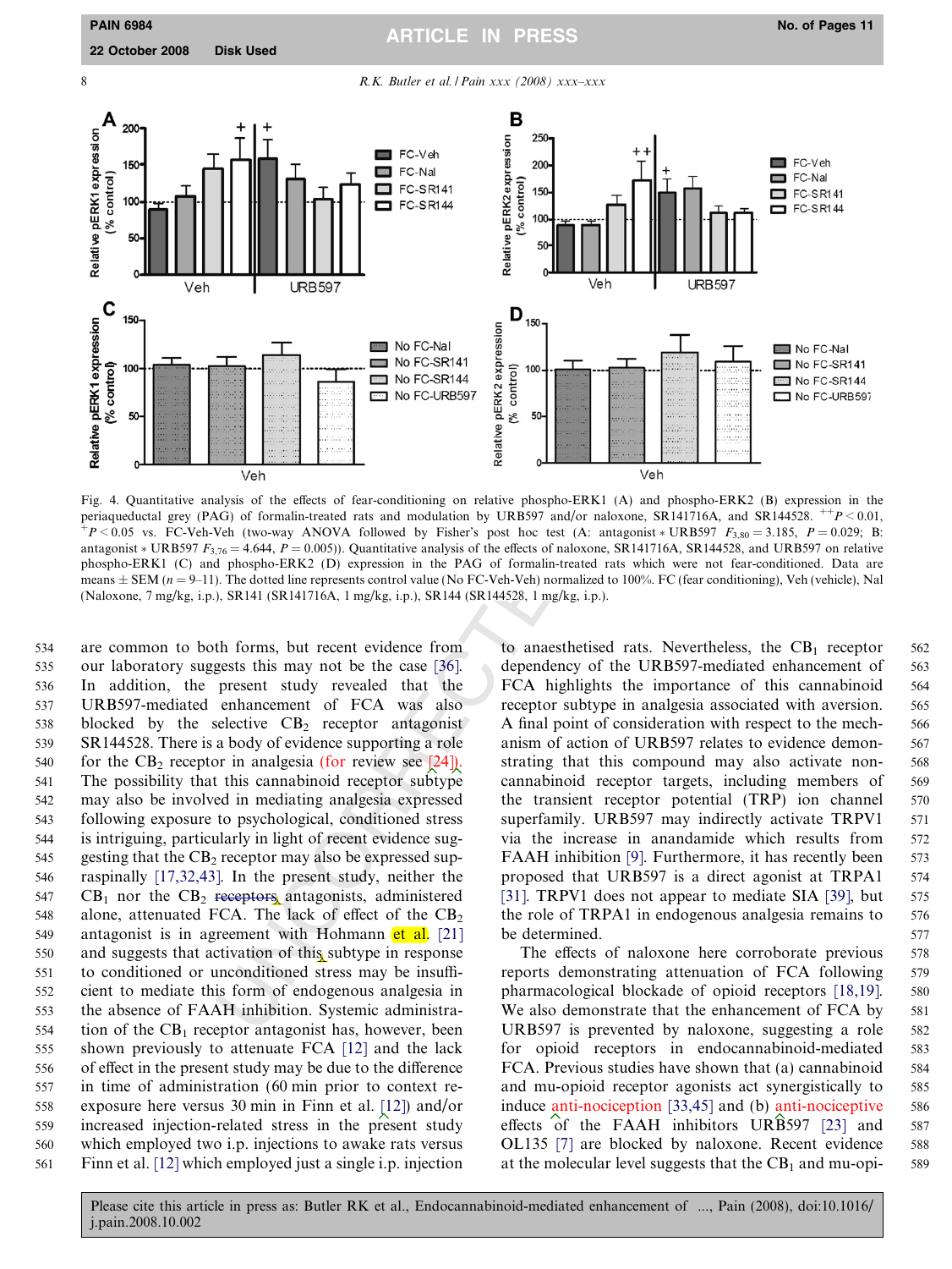Fig. 4. Quantitative analysis of the effects of fear-conditioning on relative phospho-ERK1 (A) and phospho-ERK2 (B) expression in the periaqueductal grey (PAG) of formalin-treated rats and modulation by URB597 and/or naloxone, SR141716A, and SR144528. $^{++}P < 0.01$, $^{+}P < 0.05$ vs. FC-Veh-Veh (two-way ANOVA followed by Fisher's post hoc test (A: antagonist ∗ URB597 $F_{3,80} = 3.185$, $P = 0.029$; B: antagonist ∗ URB597 $F_{3,76} = 4.644$, $P = 0.005$)). Quantitative analysis of the effects of naloxone, SR141716A, SR144528, and URB597 on relative phospho-ERK1 (C) and phospho-ERK2 (D) expression in the PAG of formalin-treated rats which were not fear-conditioned. Data are means ± SEM ($n = 9$–11). The dotted line represents control value (No FC-Veh-Veh) normalized to 100%. FC (fear conditioning), Veh (vehicle), Nal (Naloxone, 7 mg/kg, i.p.), SR141 (SR141716A, 1 mg/kg, i.p.), SR144 (SR144528, 1 mg/kg, i.p.).

are common to both forms, but recent evidence from our laboratory suggests this may not be the case [36]. In addition, the present study revealed that the URB597-mediated enhancement of FCA was also blocked by the selective $CB_2$ receptor antagonist SR144528. There is a body of evidence supporting a role for the $CB_2$ receptor in analgesia (for review see [24]). The possibility that this cannabinoid receptor subtype may also be involved in mediating analgesia expressed following exposure to psychological, conditioned stress is intriguing, particularly in light of recent evidence suggesting that the $CB_2$ receptor may also be expressed supraspinally [17,32,43]. In the present study, neither the $CB_1$ nor the $CB_2$ receptors antagonists, administered alone, attenuated FCA. The lack of effect of the $CB_2$ antagonist is in agreement with Hohmann et al. [21] and suggests that activation of this subtype in response to conditioned or unconditioned stress may be insufficient to mediate this form of endogenous analgesia in the absence of FAAH inhibition. Systemic administration of the $CB_1$ receptor antagonist has, however, been shown previously to attenuate FCA [12] and the lack of effect in the present study may be due to the difference in time of administration (60 min prior to context re-exposure here versus 30 min in Finn et al. [12]) and/or increased injection-related stress in the present study which employed two i.p. injections to awake rats versus Finn et al. [12] which employed just a single i.p. injection to anaesthetised rats. Nevertheless, the $CB_1$ receptor dependency of the URB597-mediated enhancement of FCA highlights the importance of this cannabinoid receptor subtype in analgesia associated with aversion. A final point of consideration with respect to the mechanism of action of URB597 relates to evidence demonstrating that this compound may also activate non-cannabinoid receptor targets, including members of the transient receptor potential (TRP) ion channel superfamily. URB597 may indirectly activate TRPV1 via the increase in anandamide which results from FAAH inhibition [9]. Furthermore, it has recently been proposed that URB597 is a direct agonist at TRPA1 [31]. TRPV1 does not appear to mediate SIA [39], but the role of TRPA1 in endogenous analgesia remains to be determined.

The effects of naloxone here corroborate previous reports demonstrating attenuation of FCA following pharmacological blockade of opioid receptors [18,19]. We also demonstrate that the enhancement of FCA by URB597 is prevented by naloxone, suggesting a role for opioid receptors in endocannabinoid-mediated FCA. Previous studies have shown that (a) cannabinoid and mu-opioid receptor agonists act synergistically to induce anti-nociception [33,45] and (b) anti-nociceptive effects of the FAAH inhibitors URB597 [23] and OL135 [7] are blocked by naloxone. Recent evidence at the molecular level suggests that the $CB_1$ and mu-opi-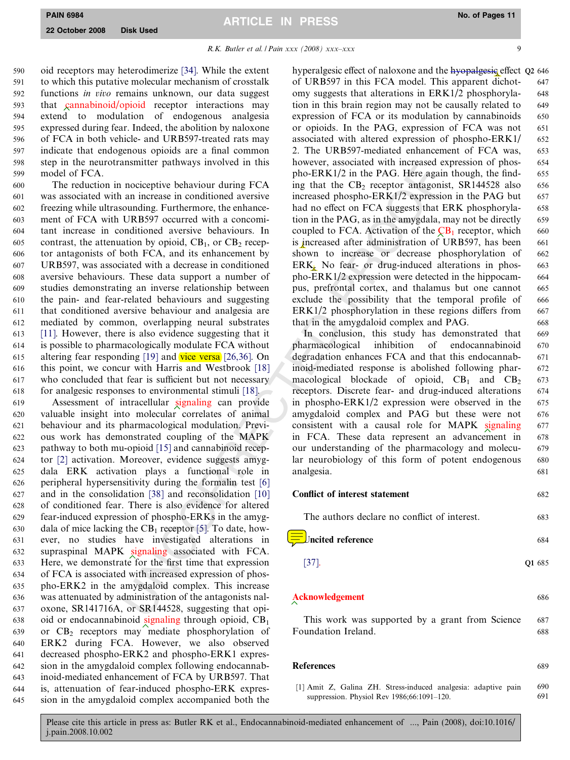oid receptors may heterodimerize [34]. While the extent to which this putative molecular mechanism of crosstalk functions *in vivo* remains unknown, our data suggest that cannabinoid/opioid receptor interactions may extend to modulation of endogenous analgesia expressed during fear. Indeed, the abolition by naloxone of FCA in both vehicle- and URB597-treated rats may indicate that endogenous opioids are a final common step in the neurotransmitter pathways involved in this model of FCA.

The reduction in nociceptive behaviour during FCA was associated with an increase in conditioned aversive freezing while ultrasounding. Furthermore, the enhancement of FCA with URB597 occurred with a concomitant increase in conditioned aversive behaviours. In contrast, the attenuation by opioid, $CB_1$, or $CB_2$ receptor antagonists of both FCA, and its enhancement by URB597, was associated with a decrease in conditioned aversive behaviours. These data support a number of studies demonstrating an inverse relationship between the pain- and fear-related behaviours and suggesting that conditioned aversive behaviour and analgesia are mediated by common, overlapping neural substrates [11]. However, there is also evidence suggesting that it is possible to pharmacologically modulate FCA without altering fear responding [19] and vice versa [26,36]. On this point, we concur with Harris and Westbrook [18] who concluded that fear is sufficient but not necessary for analgesic responses to environmental stimuli [18].

Assessment of intracellular signaling can provide valuable insight into molecular correlates of animal behaviour and its pharmacological modulation. Previous work has demonstrated coupling of the MAPK pathway to both mu-opioid [15] and cannabinoid receptor [2] activation. Moreover, evidence suggests amygdala ERK activation plays a functional role in peripheral hypersensitivity during the formalin test [6] and in the consolidation [38] and reconsolidation [10] of conditioned fear. There is also evidence for altered fear-induced expression of phospho-ERKs in the amygdala of mice lacking the $CB_1$ receptor [5]. To date, however, no studies have investigated alterations in supraspinal MAPK signaling associated with FCA. Here, we demonstrate for the first time that expression of FCA is associated with increased expression of phospho-ERK2 in the amygdaloid complex. This increase was attenuated by administration of the antagonists naloxone, SR141716A, or SR144528, suggesting that opioid or endocannabinoid signaling through opioid, $CB_1$ or $CB_2$ receptors may mediate phosphorylation of ERK2 during FCA. However, we also observed decreased phospho-ERK2 and phospho-ERK1 expression in the amygdaloid complex following endocannabinoid-mediated enhancement of FCA by URB597. That is, attenuation of fear-induced phospho-ERK expression in the amygdaloid complex accompanied both the hyperalgesic effect of naloxone and the hypoalgesic effect of URB597 in this FCA model. This apparent dichotomy suggests that alterations in ERK1/2 phosphorylation in this brain region may not be causally related to expression of FCA or its modulation by cannabinoids or opioids. In the PAG, expression of FCA was not associated with altered expression of phospho-ERK1/2. The URB597-mediated enhancement of FCA was, however, associated with increased expression of phospho-ERK1/2 in the PAG. Here again though, the finding that the $CB_2$ receptor antagonist, SR144528 also increased phospho-ERK1/2 expression in the PAG but had no effect on FCA suggests that ERK phosphorylation in the PAG, as in the amygdala, may not be directly coupled to FCA. Activation of the $CB_1$ receptor, which is increased after administration of URB597, has been shown to increase or decrease phosphorylation of ERK. No fear- or drug-induced alterations in phospho-ERK1/2 expression were detected in the hippocampus, prefrontal cortex, and thalamus but one cannot exclude the possibility that the temporal profile of ERK1/2 phosphorylation in these regions differs from that in the amygdaloid complex and PAG.

In conclusion, this study has demonstrated that pharmacological inhibition of endocannabinoid degradation enhances FCA and that this endocannabinoid-mediated response is abolished following pharmacological blockade of opioid, $CB_1$ and $CB_2$ receptors. Discrete fear- and drug-induced alterations in phospho-ERK1/2 expression were observed in the amygdaloid complex and PAG but these were not consistent with a causal role for MAPK signaling in FCA. These data represent an advancement in our understanding of the pharmacology and molecular neurobiology of this form of potent endogenous analgesia.

## Conflict of interest statement

The authors declare no conflict of interest.

## Uncited reference

[37].

## Acknowledgement

This work was supported by a grant from Science Foundation Ireland.

## References

[1] Amit Z, Galina ZH. Stress-induced analgesia: adaptive pain suppression. Physiol Rev 1986;66:1091–120.

Please cite this article in press as: Butler RK et al., Endocannabinoid-mediated enhancement of ..., Pain (2008), doi:10.1016/j.pain.2008.10.002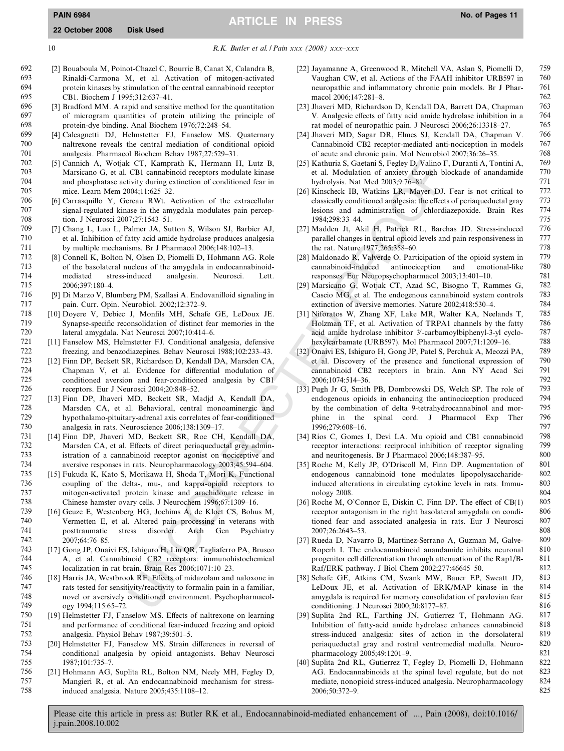[2] Bouaboula M, Poinot-Chazel C, Bourrie B, Canat X, Calandra B, Rinaldi-Carmona M, et al. Activation of mitogen-activated protein kinases by stimulation of the central cannabinoid receptor CB1. Biochem J 1995;312:637–41.

[3] Bradford MM. A rapid and sensitive method for the quantitation of microgram quantities of protein utilizing the principle of protein-dye binding. Anal Biochem 1976;72:248–54.

[4] Calcagnetti DJ, Helmstetter FJ, Fanselow MS. Quaternary naltrexone reveals the central mediation of conditional opioid analgesia. Pharmacol Biochem Behav 1987;27:529–31.

[5] Cannich A, Wotjak CT, Kamprath K, Hermann H, Lutz B, Marsicano G, et al. CB1 cannabinoid receptors modulate kinase and phosphatase activity during extinction of conditioned fear in mice. Learn Mem 2004;11:625–32.

[6] Carrasquillo Y, Gereau RWt. Activation of the extracellular signal-regulated kinase in the amygdala modulates pain perception. J Neurosci 2007;27:1543–51.

[7] Chang L, Luo L, Palmer JA, Sutton S, Wilson SJ, Barbier AJ, et al. Inhibition of fatty acid amide hydrolase produces analgesia by multiple mechanisms. Br J Pharmacol 2006;148:102–13.

[8] Connell K, Bolton N, Olsen D, Piomelli D, Hohmann AG. Role of the basolateral nucleus of the amygdala in endocannabinoid-mediated stress-induced analgesia. Neurosci. Lett. 2006;397:180–4.

[9] Di Marzo V, Blumberg PM, Szallasi A. Endovanilloid signaling in pain. Curr. Opin. Neurobiol. 2002;12:372–9.

[10] Doyere V, Debiec J, Monfils MH, Schafe GE, LeDoux JE. Synapse-specific reconsolidation of distinct fear memories in the lateral amygdala. Nat Neurosci 2007;10:414–6.

[11] Fanselow MS, Helmstetter FJ. Conditional analgesia, defensive freezing, and benzodiazepines. Behav Neurosci 1988;102:233–43.

[12] Finn DP, Beckett SR, Richardson D, Kendall DA, Marsden CA, Chapman V, et al. Evidence for differential modulation of conditioned aversion and fear-conditioned analgesia by CB1 receptors. Eur J Neurosci 2004;20:848–52.

[13] Finn DP, Jhaveri MD, Beckett SR, Madjd A, Kendall DA, Marsden CA, et al. Behavioral, central monoaminergic and hypothalamo-pituitary-adrenal axis correlates of fear-conditioned analgesia in rats. Neuroscience 2006;138:1309–17.

[14] Finn DP, Jhaveri MD, Beckett SR, Roe CH, Kendall DA, Marsden CA, et al. Effects of direct periaqueductal grey administration of a cannabinoid receptor agonist on nociceptive and aversive responses in rats. Neuropharmacology 2003;45:594–604.

[15] Fukuda K, Kato S, Morikawa H, Shoda T, Mori K. Functional coupling of the delta-, mu-, and kappa-opioid receptors to mitogen-activated protein kinase and arachidonate release in Chinese hamster ovary cells. J Neurochem 1996;67:1309–16.

[16] Geuze E, Westenberg HG, Jochims A, de Kloet CS, Bohus M, Vermetten E, et al. Altered pain processing in veterans with posttraumatic stress disorder. Arch Gen Psychiatry 2007;64:76–85.

[17] Gong JP, Onaivi ES, Ishiguro H, Liu QR, Tagliaferro PA, Brusco A, et al. Cannabinoid CB2 receptors: immunohistochemical localization in rat brain. Brain Res 2006;1071:10–23.

[18] Harris JA, Westbrook RF. Effects of midazolam and naloxone in rats tested for sensitivity/reactivity to formalin pain in a familiar, novel or aversively conditioned environment. Psychopharmacology 1994;115:65–72.

[19] Helmstetter FJ, Fanselow MS. Effects of naltrexone on learning and performance of conditional fear-induced freezing and opioid analgesia. Physiol Behav 1987;39:501–5.

[20] Helmstetter FJ, Fanselow MS. Strain differences in reversal of conditional analgesia by opioid antagonists. Behav Neurosci 1987;101:735–7.

[21] Hohmann AG, Suplita RL, Bolton NM, Neely MH, Fegley D, Mangieri R, et al. An endocannabinoid mechanism for stress-induced analgesia. Nature 2005;435:1108–12.

[22] Jayamanne A, Greenwood R, Mitchell VA, Aslan S, Piomelli D, Vaughan CW, et al. Actions of the FAAH inhibitor URB597 in neuropathic and inflammatory chronic pain models. Br J Pharmacol 2006;147:281–8.

[23] Jhaveri MD, Richardson D, Kendall DA, Barrett DA, Chapman V. Analgesic effects of fatty acid amide hydrolase inhibition in a rat model of neuropathic pain. J Neurosci 2006;26:13318–27.

[24] Jhaveri MD, Sagar DR, Elmes SJ, Kendall DA, Chapman V. Cannabinoid CB2 receptor-mediated anti-nociception in models of acute and chronic pain. Mol Neurobiol 2007;36:26–35.

[25] Kathuria S, Gaetani S, Fegley D, Valino F, Duranti A, Tontini A, et al. Modulation of anxiety through blockade of anandamide hydrolysis. Nat Med 2003;9:76–81.

[26] Kinscheck IB, Watkins LR, Mayer DJ. Fear is not critical to classically conditioned analgesia: the effects of periaqueductal gray lesions and administration of chlordiazepoxide. Brain Res 1984;298:33–44.

[27] Madden Jt, Akil H, Patrick RL, Barchas JD. Stress-induced parallel changes in central opioid levels and pain responsiveness in the rat. Nature 1977;265:358–60.

[28] Maldonado R, Valverde O. Participation of the opioid system in cannabinoid-induced antinociception and emotional-like responses. Eur Neuropsychopharmacol 2003;13:401–10.

[29] Marsicano G, Wotjak CT, Azad SC, Bisogno T, Rammes G, Cascio MG, et al. The endogenous cannabinoid system controls extinction of aversive memories. Nature 2002;418:530–4.

[31] Niforatos W, Zhang XF, Lake MR, Walter KA, Neelands T, Holzman TF, et al. Activation of TRPA1 channels by the fatty acid amide hydrolase inhibitor 3′-carbamoylbiphenyl-3-yl cyclohexylcarbamate (URB597). Mol Pharmacol 2007;71:1209–16.

[32] Onaivi ES, Ishiguro H, Gong JP, Patel S, Perchuk A, Meozzi PA, et al. Discovery of the presence and functional expression of cannabinoid CB2 receptors in brain. Ann NY Acad Sci 2006;1074:514–36.

[33] Pugh Jr G, Smith PB, Dombrowski DS, Welch SP. The role of endogenous opioids in enhancing the antinociception produced by the combination of delta 9-tetrahydrocannabinol and morphine in the spinal cord. J Pharmacol Exp Ther 1996;279:608–16.

[34] Rios C, Gomes I, Devi LA. Mu opioid and CB1 cannabinoid receptor interactions: reciprocal inhibition of receptor signaling and neuritogenesis. Br J Pharmacol 2006;148:387–95.

[35] Roche M, Kelly JP, O'Driscoll M, Finn DP. Augmentation of endogenous cannabinoid tone modulates lipopolysaccharide-induced alterations in circulating cytokine levels in rats. Immunology 2008.

[36] Roche M, O'Connor E, Diskin C, Finn DP. The effect of CB(1) receptor antagonism in the right basolateral amygdala on conditioned fear and associated analgesia in rats. Eur J Neurosci 2007;26:2643–53.

[37] Rueda D, Navarro B, Martinez-Serrano A, Guzman M, Galve-Roperh I. The endocannabinoid anandamide inhibits neuronal progenitor cell differentiation through attenuation of the Rap1/B-Raf/ERK pathway. J Biol Chem 2002;277:46645–50.

[38] Schafe GE, Atkins CM, Swank MW, Bauer EP, Sweatt JD, LeDoux JE, et al. Activation of ERK/MAP kinase in the amygdala is required for memory consolidation of pavlovian fear conditioning. J Neurosci 2000;20:8177–87.

[39] Suplita 2nd RL, Farthing JN, Gutierrez T, Hohmann AG. Inhibition of fatty-acid amide hydrolase enhances cannabinoid stress-induced analgesia: sites of action in the dorsolateral periaqueductal gray and rostral ventromedial medulla. Neuropharmacology 2005;49:1201–9.

[40] Suplita 2nd RL, Gutierrez T, Fegley D, Piomelli D, Hohmann AG. Endocannabinoids at the spinal level regulate, but do not mediate, nonopioid stress-induced analgesia. Neuropharmacology 2006;50:372–9.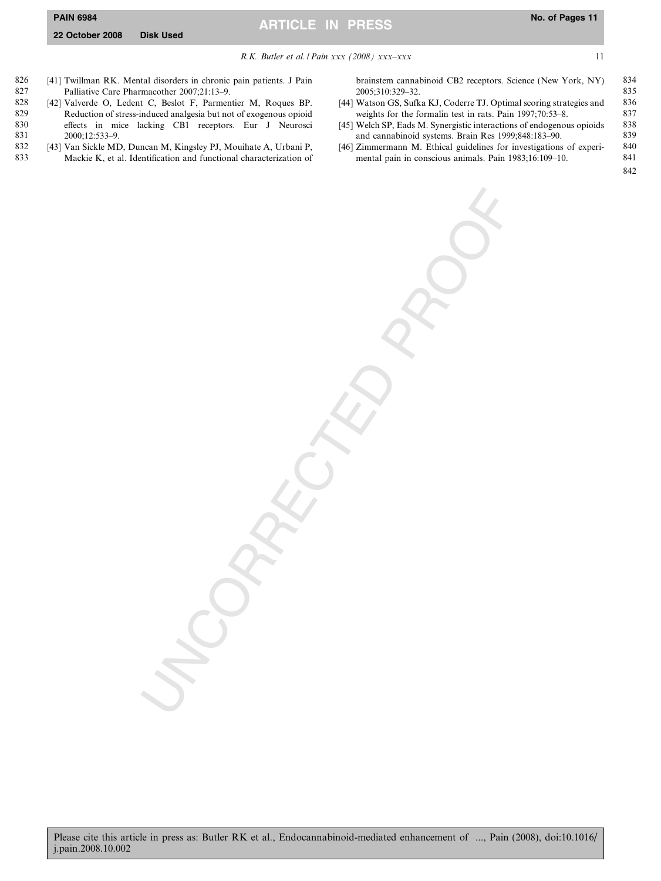[41] Twillman RK. Mental disorders in chronic pain patients. J Pain Palliative Care Pharmacother 2007;21:13–9.

[42] Valverde O, Ledent C, Beslot F, Parmentier M, Roques BP. Reduction of stress-induced analgesia but not of exogenous opioid effects in mice lacking CB1 receptors. Eur J Neurosci 2000;12:533–9.

[43] Van Sickle MD, Duncan M, Kingsley PJ, Mouihate A, Urbani P, Mackie K, et al. Identification and functional characterization of brainstem cannabinoid CB2 receptors. Science (New York, NY) 2005;310:329–32.

[44] Watson GS, Sufka KJ, Coderre TJ. Optimal scoring strategies and weights for the formalin test in rats. Pain 1997;70:53–8.

[45] Welch SP, Eads M. Synergistic interactions of endogenous opioids and cannabinoid systems. Brain Res 1999;848:183–90.

[46] Zimmermann M. Ethical guidelines for investigations of experimental pain in conscious animals. Pain 1983;16:109–10.